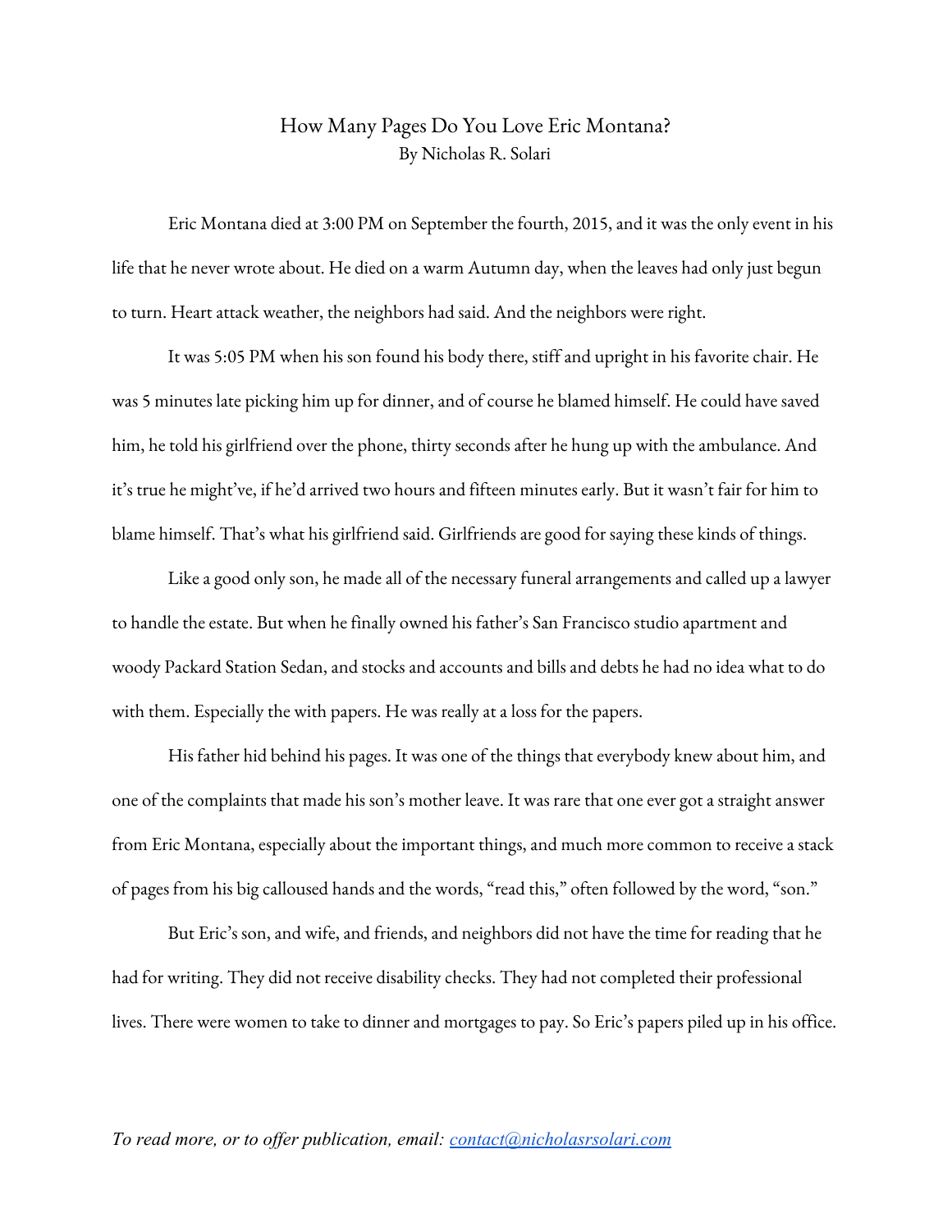# How Many Pages Do You Love Eric Montana?

By Nicholas R. Solari

Eric Montana died at 3:00 PM on September the fourth, 2015, and it was the only event in his life that he never wrote about. He died on a warm Autumn day, when the leaves had only just begun to turn. Heart attack weather, the neighbors had said. And the neighbors were right.

It was 5:05 PM when his son found his body there, stiff and upright in his favorite chair. He was 5 minutes late picking him up for dinner, and of course he blamed himself. He could have saved him, he told his girlfriend over the phone, thirty seconds after he hung up with the ambulance. And it's true he might've, if he'd arrived two hours and fifteen minutes early. But it wasn't fair for him to blame himself. That's what his girlfriend said. Girlfriends are good for saying these kinds of things.

Like a good only son, he made all of the necessary funeral arrangements and called up a lawyer to handle the estate. But when he finally owned his father's San Francisco studio apartment and woody Packard Station Sedan, and stocks and accounts and bills and debts he had no idea what to do with them. Especially the with papers. He was really at a loss for the papers.

His father hid behind his pages. It was one of the things that everybody knew about him, and one of the complaints that made his son's mother leave. It was rare that one ever got a straight answer from Eric Montana, especially about the important things, and much more common to receive a stack of pages from his big calloused hands and the words, "read this," often followed by the word, "son."

But Eric's son, and wife, and friends, and neighbors did not have the time for reading that he had for writing. They did not receive disability checks. They had not completed their professional lives. There were women to take to dinner and mortgages to pay. So Eric's papers piled up in his office.

*To read more, or to offer publication, email: [contact@nicholasrsolari.com](mailto:contact@nicholasrsolari.com)*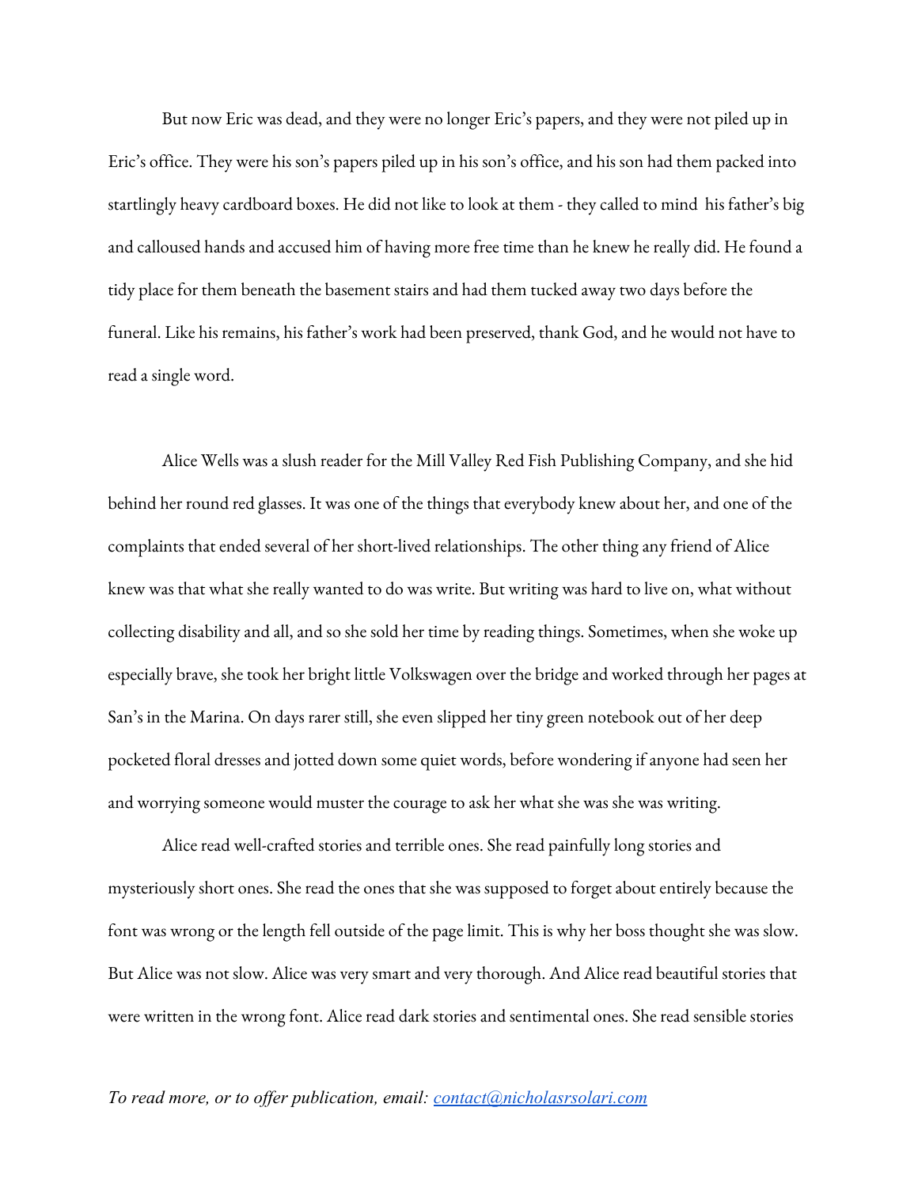But now Eric was dead, and they were no longer Eric's papers, and they were not piled up in Eric's office. They were his son's papers piled up in his son's office, and his son had them packed into startlingly heavy cardboard boxes. He did not like to look at them - they called to mind  his father's big and calloused hands and accused him of having more free time than he knew he really did. He found a tidy place for them beneath the basement stairs and had them tucked away two days before the funeral. Like his remains, his father's work had been preserved, thank God, and he would not have to read a single word.

Alice Wells was a slush reader for the Mill Valley Red Fish Publishing Company, and she hid behind her round red glasses. It was one of the things that everybody knew about her, and one of the complaints that ended several of her short-lived relationships. The other thing any friend of Alice knew was that what she really wanted to do was write. But writing was hard to live on, what without collecting disability and all, and so she sold her time by reading things. Sometimes, when she woke up especially brave, she took her bright little Volkswagen over the bridge and worked through her pages at San's in the Marina. On days rarer still, she even slipped her tiny green notebook out of her deep pocketed floral dresses and jotted down some quiet words, before wondering if anyone had seen her and worrying someone would muster the courage to ask her what she was she was writing.

Alice read well-crafted stories and terrible ones. She read painfully long stories and mysteriously short ones. She read the ones that she was supposed to forget about entirely because the font was wrong or the length fell outside of the page limit. This is why her boss thought she was slow. But Alice was not slow. Alice was very smart and very thorough. And Alice read beautiful stories that were written in the wrong font. Alice read dark stories and sentimental ones. She read sensible stories

*To read more, or to offer publication, email: [contact@nicholasrsolari.com](mailto:contact@nicholasrsolari.com)*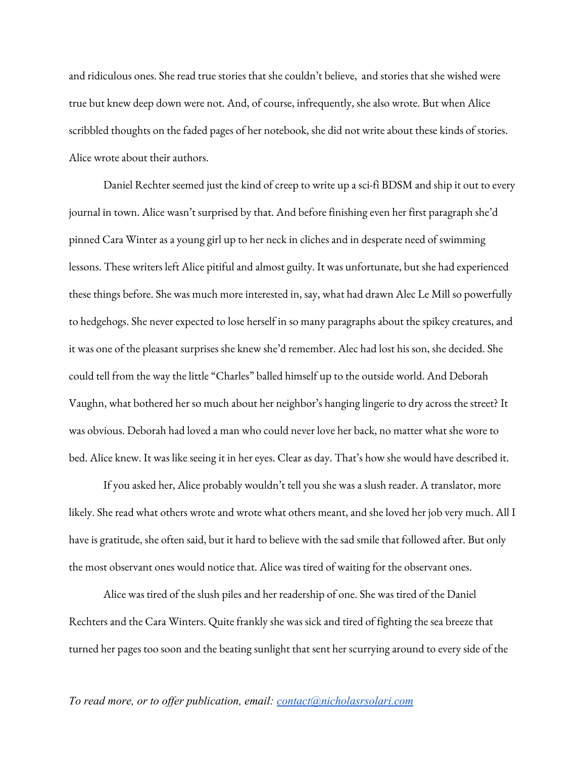and ridiculous ones. She read true stories that she couldn't believe,  and stories that she wished were true but knew deep down were not. And, of course, infrequently, she also wrote. But when Alice scribbled thoughts on the faded pages of her notebook, she did not write about these kinds of stories. Alice wrote about their authors.

Daniel Rechter seemed just the kind of creep to write up a sci-fi BDSM and ship it out to every journal in town. Alice wasn't surprised by that. And before finishing even her first paragraph she'd pinned Cara Winter as a young girl up to her neck in cliches and in desperate need of swimming lessons. These writers left Alice pitiful and almost guilty. It was unfortunate, but she had experienced these things before. She was much more interested in, say, what had drawn Alec Le Mill so powerfully to hedgehogs. She never expected to lose herself in so many paragraphs about the spikey creatures, and it was one of the pleasant surprises she knew she'd remember. Alec had lost his son, she decided. She could tell from the way the little "Charles" balled himself up to the outside world. And Deborah Vaughn, what bothered her so much about her neighbor's hanging lingerie to dry across the street? It was obvious. Deborah had loved a man who could never love her back, no matter what she wore to bed. Alice knew. It was like seeing it in her eyes. Clear as day. That's how she would have described it.

If you asked her, Alice probably wouldn't tell you she was a slush reader. A translator, more likely. She read what others wrote and wrote what others meant, and she loved her job very much. All I have is gratitude, she often said, but it hard to believe with the sad smile that followed after. But only the most observant ones would notice that. Alice was tired of waiting for the observant ones.

Alice was tired of the slush piles and her readership of one. She was tired of the Daniel Rechters and the Cara Winters. Quite frankly she was sick and tired of fighting the sea breeze that turned her pages too soon and the beating sunlight that sent her scurrying around to every side of the

*To read more, or to offer publication, email: [contact@nicholasrsolari.com](mailto:contact@nicholasrsolari.com)*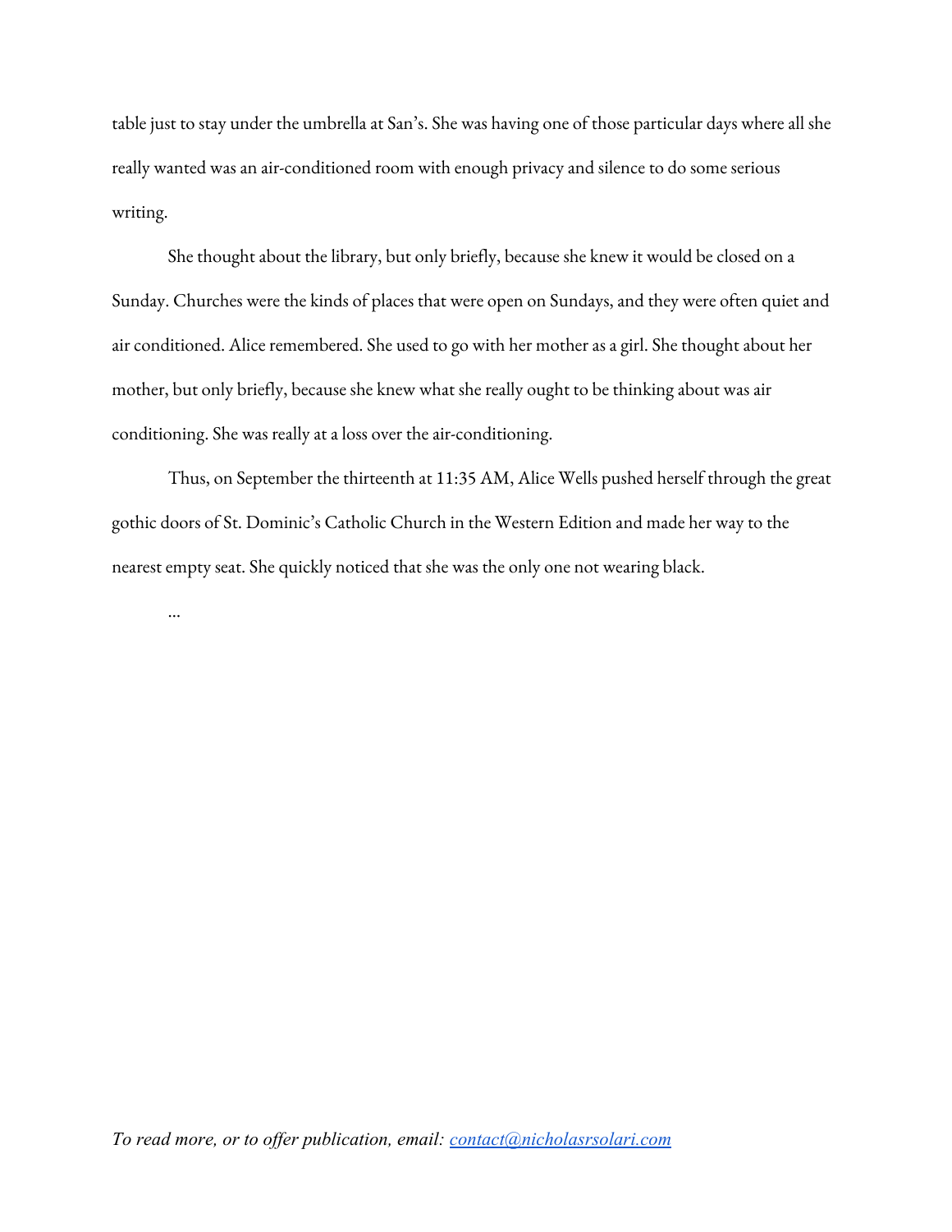table just to stay under the umbrella at San's. She was having one of those particular days where all she really wanted was an air-conditioned room with enough privacy and silence to do some serious writing.

She thought about the library, but only briefly, because she knew it would be closed on a Sunday. Churches were the kinds of places that were open on Sundays, and they were often quiet and air conditioned. Alice remembered. She used to go with her mother as a girl. She thought about her mother, but only briefly, because she knew what she really ought to be thinking about was air conditioning. She was really at a loss over the air-conditioning.

Thus, on September the thirteenth at 11:35 AM, Alice Wells pushed herself through the great gothic doors of St. Dominic's Catholic Church in the Western Edition and made her way to the nearest empty seat. She quickly noticed that she was the only one not wearing black.

...

*To read more, or to offer publication, email: contact@nicholasrsolari.com*